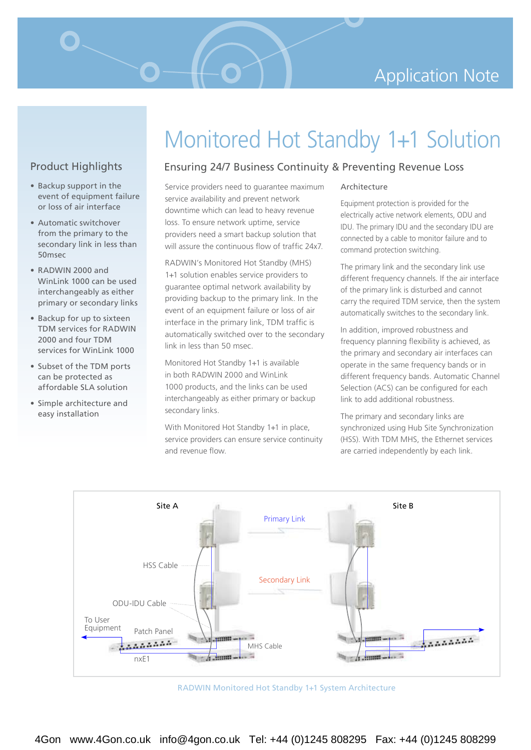Application Note

# Monitored Hot Standby 1+1 Solution

## Ensuring 24/7 Business Continuity & Preventing Revenue Loss

### Product Highlights

- Backup support in the event of equipment failure or loss of air interface
- Automatic switchover from the primary to the secondary link in less than 50msec
- RADWIN 2000 and WinLink 1000 can be used interchangeably as either primary or secondary links
- Backup for up to sixteen TDM services for RADWIN 2000 and four TDM services for WinLink 1000
- Subset of the TDM ports can be protected as affordable SLA solution
- Simple architecture and easy installation

Service providers need to guarantee maximum service availability and prevent network downtime which can lead to heavy revenue loss. To ensure network uptime, service providers need a smart backup solution that will assure the continuous flow of traffic 24x7.

RADWIN's Monitored Hot Standby (MHS) 1+1 solution enables service providers to guarantee optimal network availability by providing backup to the primary link. In the event of an equipment failure or loss of air interface in the primary link, TDM traffic is automatically switched over to the secondary link in less than 50 msec.

Monitored Hot Standby 1+1 is available in both RADWIN 2000 and WinLink 1000 products, and the links can be used interchangeably as either primary or backup secondary links.

With Monitored Hot Standby 1+1 in place, service providers can ensure service continuity and revenue flow.

### Architecture

Equipment protection is provided for the electrically active network elements, ODU and IDU. The primary IDU and the secondary IDU are connected by a cable to monitor failure and to command protection switching.

The primary link and the secondary link use different frequency channels. If the air interface of the primary link is disturbed and cannot carry the required TDM service, then the system automatically switches to the secondary link.

In addition, improved robustness and frequency planning flexibility is achieved, as the primary and secondary air interfaces can operate in the same frequency bands or in different frequency bands. Automatic Channel Selection (ACS) can be configured for each link to add additional robustness.

The primary and secondary links are synchronized using Hub Site Synchronization (HSS). With TDM MHS, the Ethernet services are carried independently by each link.

Site A
Site B
Primary Link
Secondary Link
HSS Cable
ODU-IDU Cable
To User Equipment
Patch Panel
nxE1
MHS Cable

RADWIN Monitored Hot Standby 1+1 System Architecture

4Gon www.4Gon.co.uk info@4gon.co.uk Tel: +44 (0)1245 808295 Fax: +44 (0)1245 808299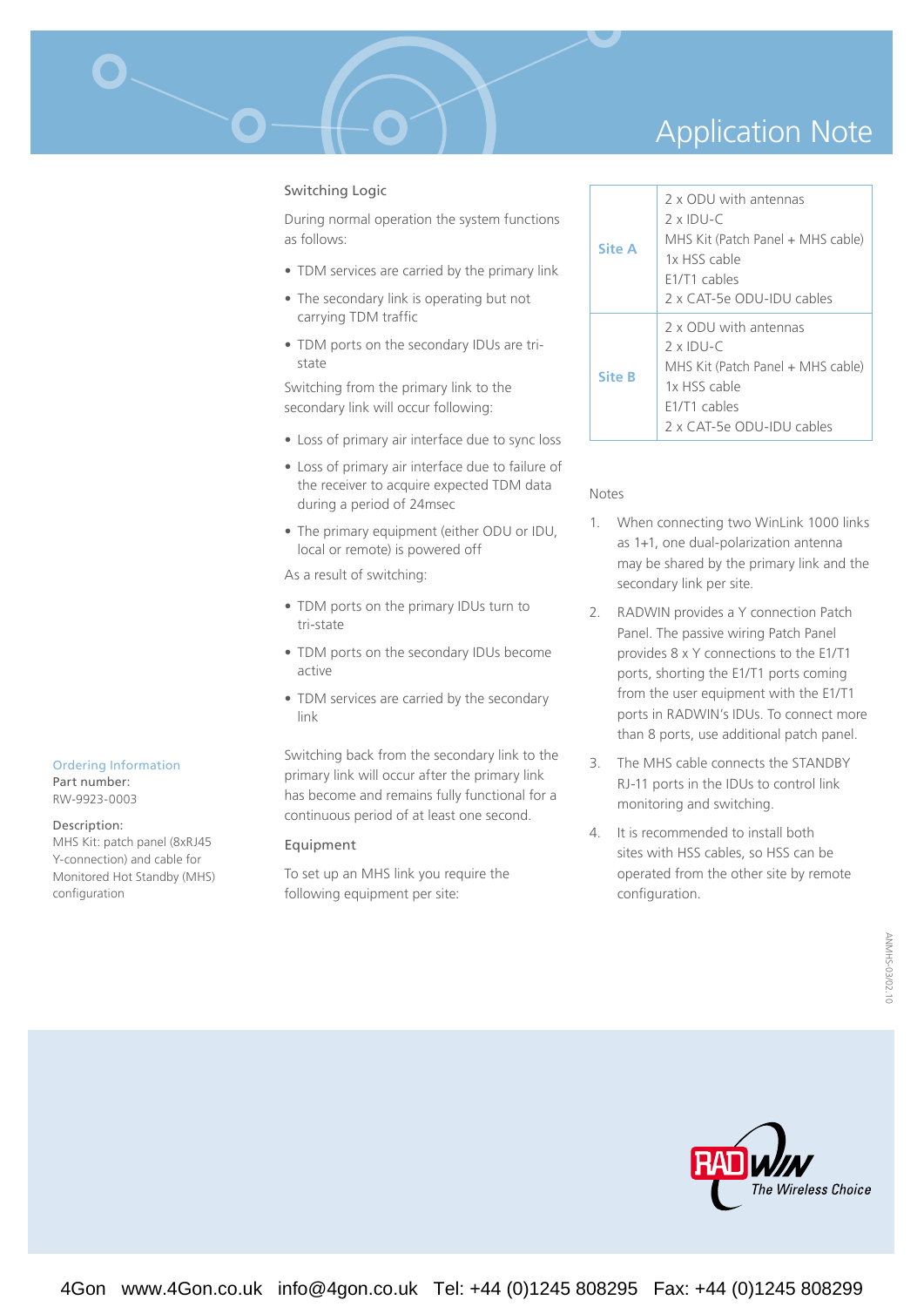## Switching Logic

During normal operation the system functions as follows:

- TDM services are carried by the primary link
- The secondary link is operating but not carrying TDM traffic
- TDM ports on the secondary IDUs are tri-state

Switching from the primary link to the secondary link will occur following:

- Loss of primary air interface due to sync loss
- Loss of primary air interface due to failure of the receiver to acquire expected TDM data during a period of 24msec
- The primary equipment (either ODU or IDU, local or remote) is powered off

As a result of switching:

- TDM ports on the primary IDUs turn to tri-state
- TDM ports on the secondary IDUs become active
- TDM services are carried by the secondary link

Switching back from the secondary link to the primary link will occur after the primary link has become and remains fully functional for a continuous period of at least one second.

## Equipment

To set up an MHS link you require the following equipment per site:

| | |
|---|---|
| **Site A** | 2 x ODU with antennas<br>2 x IDU-C<br>MHS Kit (Patch Panel + MHS cable)<br>1x HSS cable<br>E1/T1 cables<br>2 x CAT-5e ODU-IDU cables |
| **Site B** | 2 x ODU with antennas<br>2 x IDU-C<br>MHS Kit (Patch Panel + MHS cable)<br>1x HSS cable<br>E1/T1 cables<br>2 x CAT-5e ODU-IDU cables |

## Notes

1. When connecting two WinLink 1000 links as 1+1, one dual-polarization antenna may be shared by the primary link and the secondary link per site.
2. RADWIN provides a Y connection Patch Panel. The passive wiring Patch Panel provides 8 x Y connections to the E1/T1 ports, shorting the E1/T1 ports coming from the user equipment with the E1/T1 ports in RADWIN's IDUs. To connect more than 8 ports, use additional patch panel.
3. The MHS cable connects the STANDBY RJ-11 ports in the IDUs to control link monitoring and switching.
4. It is recommended to install both sites with HSS cables, so HSS can be operated from the other site by remote configuration.

## Ordering Information

Part number:
RW-9923-0003

Description:
MHS Kit: patch panel (8xRJ45 Y-connection) and cable for Monitored Hot Standby (MHS) configuration

ANMHS-03/02.10

RADWIN The Wireless Choice

4Gon www.4Gon.co.uk info@4gon.co.uk Tel: +44 (0)1245 808295 Fax: +44 (0)1245 808299